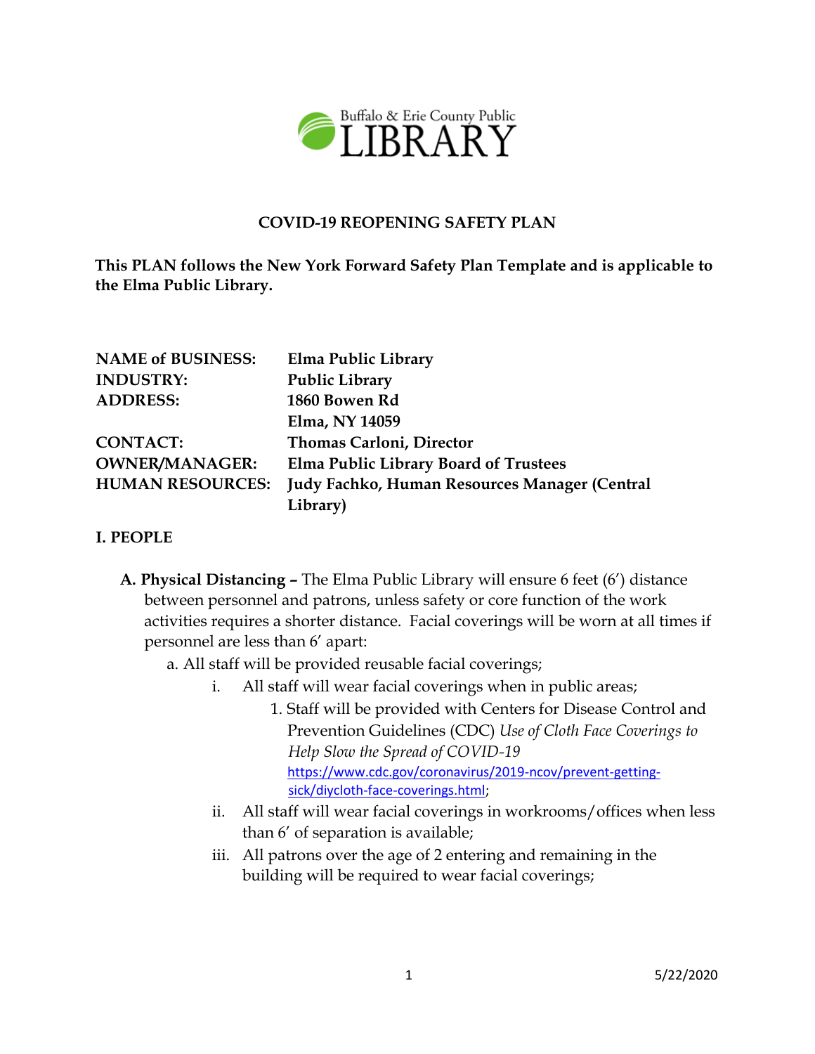Buffalo & Erie County Public LIBRARY

## COVID-19 REOPENING SAFETY PLAN

**This PLAN follows the New York Forward Safety Plan Template and is applicable to the Elma Public Library.**

| | |
|---|---|
| **NAME of BUSINESS:** | **Elma Public Library** |
| **INDUSTRY:** | **Public Library** |
| **ADDRESS:** | **1860 Bowen Rd<br>Elma, NY 14059** |
| **CONTACT:** | **Thomas Carloni, Director** |
| **OWNER/MANAGER:** | **Elma Public Library Board of Trustees** |
| **HUMAN RESOURCES:** | **Judy Fachko, Human Resources Manager (Central Library)** |

### I. PEOPLE

**A. Physical Distancing –** The Elma Public Library will ensure 6 feet (6') distance between personnel and patrons, unless safety or core function of the work activities requires a shorter distance. Facial coverings will be worn at all times if personnel are less than 6' apart:

a. All staff will be provided reusable facial coverings;

  i. All staff will wear facial coverings when in public areas;

    1. Staff will be provided with Centers for Disease Control and Prevention Guidelines (CDC) *Use of Cloth Face Coverings to Help Slow the Spread of COVID-19* https://www.cdc.gov/coronavirus/2019-ncov/prevent-getting-sick/diycloth-face-coverings.html;

  ii. All staff will wear facial coverings in workrooms/offices when less than 6' of separation is available;

  iii. All patrons over the age of 2 entering and remaining in the building will be required to wear facial coverings;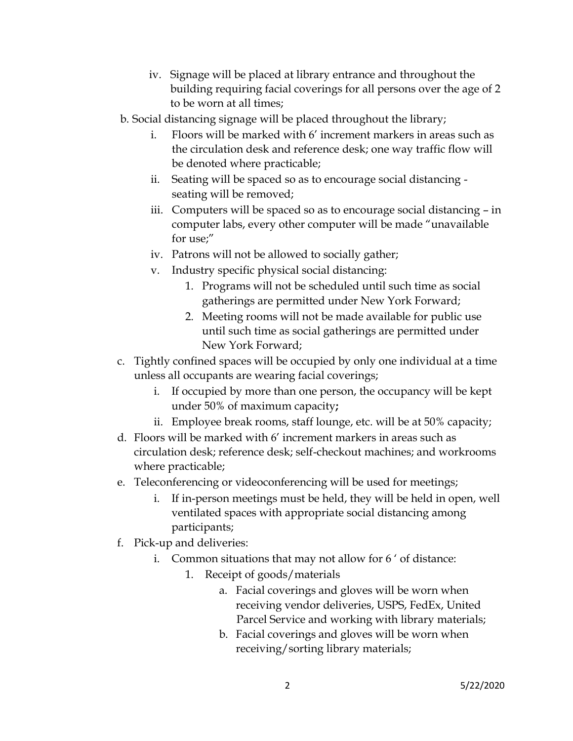iv. Signage will be placed at library entrance and throughout the building requiring facial coverings for all persons over the age of 2 to be worn at all times;

b. Social distancing signage will be placed throughout the library;

  i. Floors will be marked with 6′ increment markers in areas such as the circulation desk and reference desk; one way traffic flow will be denoted where practicable;

  ii. Seating will be spaced so as to encourage social distancing - seating will be removed;

  iii. Computers will be spaced so as to encourage social distancing – in computer labs, every other computer will be made "unavailable for use;"

  iv. Patrons will not be allowed to socially gather;

  v. Industry specific physical social distancing:

    1. Programs will not be scheduled until such time as social gatherings are permitted under New York Forward;

    2. Meeting rooms will not be made available for public use until such time as social gatherings are permitted under New York Forward;

c. Tightly confined spaces will be occupied by only one individual at a time unless all occupants are wearing facial coverings;

  i. If occupied by more than one person, the occupancy will be kept under 50% of maximum capacity**;**

  ii. Employee break rooms, staff lounge, etc. will be at 50% capacity;

d. Floors will be marked with 6′ increment markers in areas such as circulation desk; reference desk; self-checkout machines; and workrooms where practicable;

e. Teleconferencing or videoconferencing will be used for meetings;

  i. If in-person meetings must be held, they will be held in open, well ventilated spaces with appropriate social distancing among participants;

f. Pick-up and deliveries:

  i. Common situations that may not allow for 6 ' of distance:

    1. Receipt of goods/materials

      a. Facial coverings and gloves will be worn when receiving vendor deliveries, USPS, FedEx, United Parcel Service and working with library materials;

      b. Facial coverings and gloves will be worn when receiving/sorting library materials;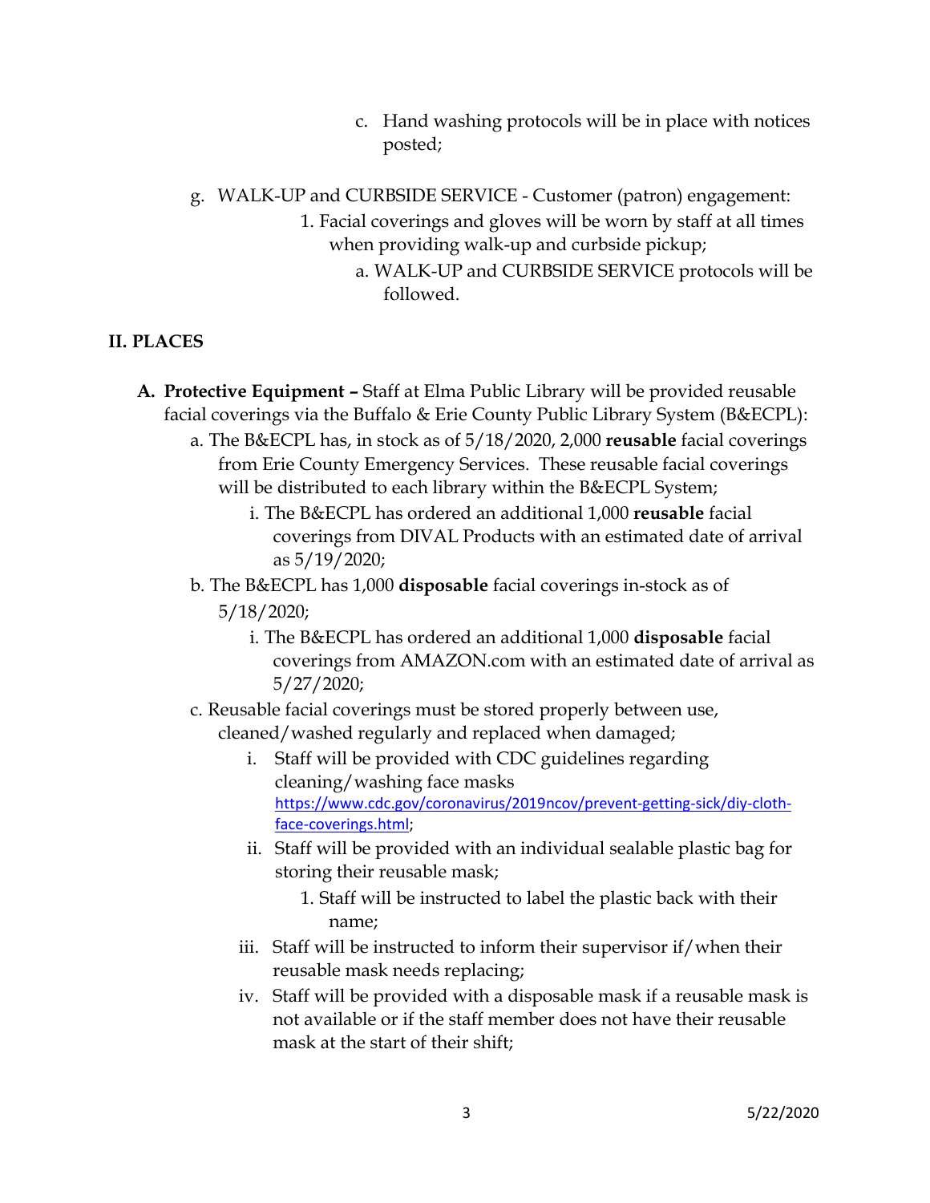c. Hand washing protocols will be in place with notices posted;

g. WALK-UP and CURBSIDE SERVICE - Customer (patron) engagement:

1. Facial coverings and gloves will be worn by staff at all times when providing walk-up and curbside pickup;
    a. WALK-UP and CURBSIDE SERVICE protocols will be followed.

## II. PLACES

**A. Protective Equipment –** Staff at Elma Public Library will be provided reusable facial coverings via the Buffalo & Erie County Public Library System (B&ECPL):

a. The B&ECPL has, in stock as of 5/18/2020, 2,000 **reusable** facial coverings from Erie County Emergency Services. These reusable facial coverings will be distributed to each library within the B&ECPL System;
    i. The B&ECPL has ordered an additional 1,000 **reusable** facial coverings from DIVAL Products with an estimated date of arrival as 5/19/2020;

b. The B&ECPL has 1,000 **disposable** facial coverings in-stock as of 5/18/2020;
    i. The B&ECPL has ordered an additional 1,000 **disposable** facial coverings from AMAZON.com with an estimated date of arrival as 5/27/2020;

c. Reusable facial coverings must be stored properly between use, cleaned/washed regularly and replaced when damaged;
    i. Staff will be provided with CDC guidelines regarding cleaning/washing face masks https://www.cdc.gov/coronavirus/2019ncov/prevent-getting-sick/diy-cloth-face-coverings.html;
    ii. Staff will be provided with an individual sealable plastic bag for storing their reusable mask;
        1. Staff will be instructed to label the plastic back with their name;
    iii. Staff will be instructed to inform their supervisor if/when their reusable mask needs replacing;
    iv. Staff will be provided with a disposable mask if a reusable mask is not available or if the staff member does not have their reusable mask at the start of their shift;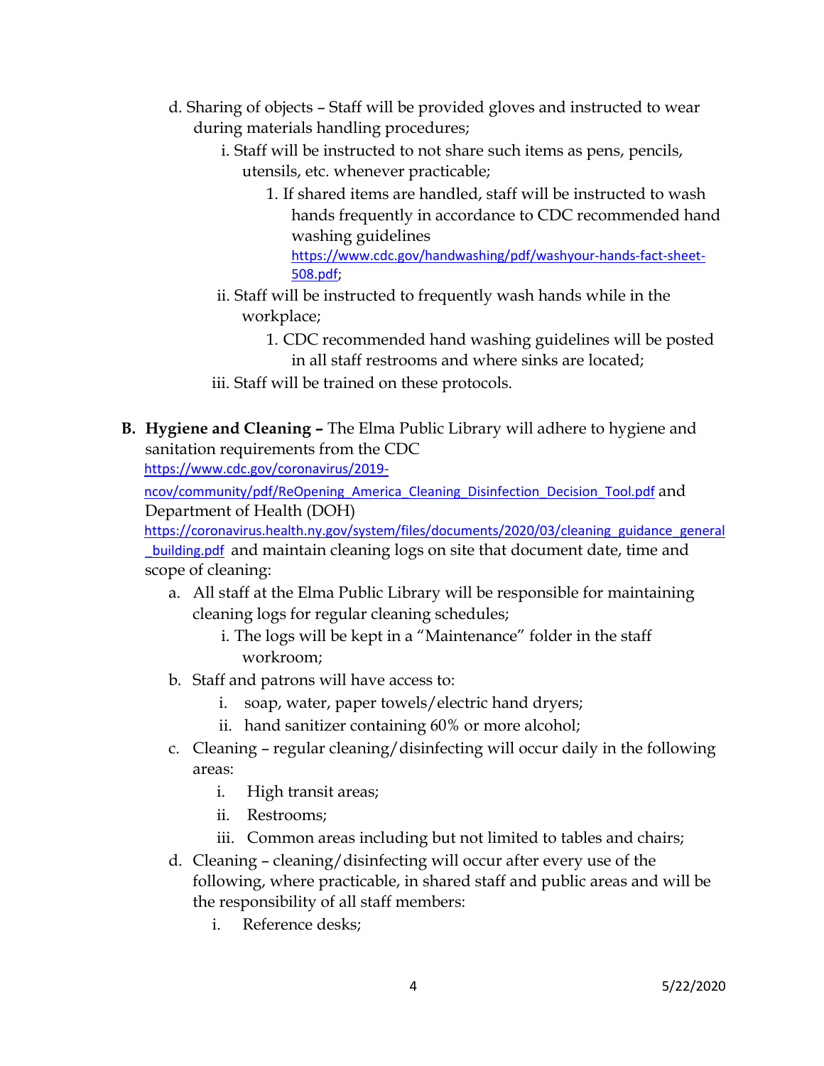d. Sharing of objects – Staff will be provided gloves and instructed to wear during materials handling procedures;

   i. Staff will be instructed to not share such items as pens, pencils, utensils, etc. whenever practicable;

      1. If shared items are handled, staff will be instructed to wash hands frequently in accordance to CDC recommended hand washing guidelines https://www.cdc.gov/handwashing/pdf/washyour-hands-fact-sheet-508.pdf;

   ii. Staff will be instructed to frequently wash hands while in the workplace;

      1. CDC recommended hand washing guidelines will be posted in all staff restrooms and where sinks are located;

   iii. Staff will be trained on these protocols.

**B. Hygiene and Cleaning –** The Elma Public Library will adhere to hygiene and sanitation requirements from the CDC https://www.cdc.gov/coronavirus/2019-ncov/community/pdf/ReOpening_America_Cleaning_Disinfection_Decision_Tool.pdf and Department of Health (DOH) https://coronavirus.health.ny.gov/system/files/documents/2020/03/cleaning_guidance_general_building.pdf and maintain cleaning logs on site that document date, time and scope of cleaning:

a. All staff at the Elma Public Library will be responsible for maintaining cleaning logs for regular cleaning schedules;

   i. The logs will be kept in a "Maintenance" folder in the staff workroom;

b. Staff and patrons will have access to:

   i. soap, water, paper towels/electric hand dryers;

   ii. hand sanitizer containing 60% or more alcohol;

c. Cleaning – regular cleaning/disinfecting will occur daily in the following areas:

   i. High transit areas;

   ii. Restrooms;

   iii. Common areas including but not limited to tables and chairs;

d. Cleaning – cleaning/disinfecting will occur after every use of the following, where practicable, in shared staff and public areas and will be the responsibility of all staff members:

   i. Reference desks;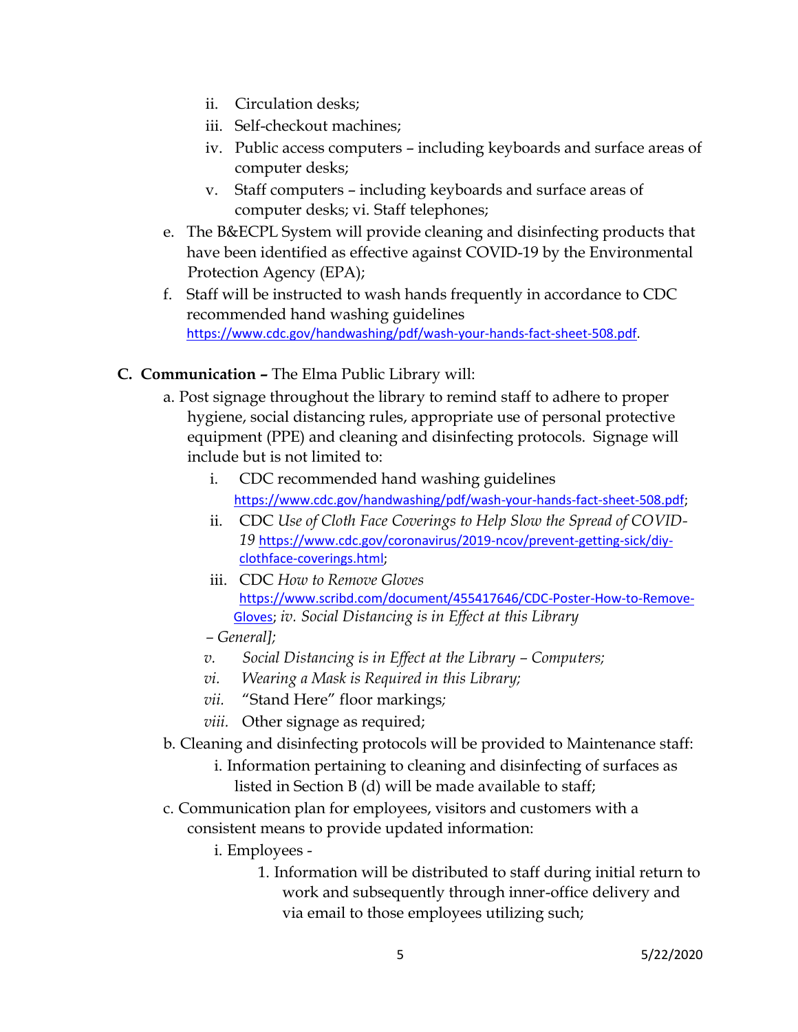ii. Circulation desks;
   iii. Self-checkout machines;
   iv. Public access computers – including keyboards and surface areas of computer desks;
   v. Staff computers – including keyboards and surface areas of computer desks; vi. Staff telephones;

e. The B&ECPL System will provide cleaning and disinfecting products that have been identified as effective against COVID-19 by the Environmental Protection Agency (EPA);

f. Staff will be instructed to wash hands frequently in accordance to CDC recommended hand washing guidelines https://www.cdc.gov/handwashing/pdf/wash-your-hands-fact-sheet-508.pdf.

**C. Communication –** The Elma Public Library will:

a. Post signage throughout the library to remind staff to adhere to proper hygiene, social distancing rules, appropriate use of personal protective equipment (PPE) and cleaning and disinfecting protocols. Signage will include but is not limited to:
   i. CDC recommended hand washing guidelines https://www.cdc.gov/handwashing/pdf/wash-your-hands-fact-sheet-508.pdf;
   ii. CDC *Use of Cloth Face Coverings to Help Slow the Spread of COVID-19* https://www.cdc.gov/coronavirus/2019-ncov/prevent-getting-sick/diy-clothface-coverings.html;
   iii. CDC *How to Remove Gloves* https://www.scribd.com/document/455417646/CDC-Poster-How-to-Remove-Gloves; *iv. Social Distancing is in Effect at this Library – General];*
   *v. Social Distancing is in Effect at the Library – Computers;*
   *vi. Wearing a Mask is Required in this Library;*
   *vii.* "Stand Here" floor markings;
   *viii.* Other signage as required;

b. Cleaning and disinfecting protocols will be provided to Maintenance staff:
   i. Information pertaining to cleaning and disinfecting of surfaces as listed in Section B (d) will be made available to staff;

c. Communication plan for employees, visitors and customers with a consistent means to provide updated information:
   i. Employees -
      1. Information will be distributed to staff during initial return to work and subsequently through inner-office delivery and via email to those employees utilizing such;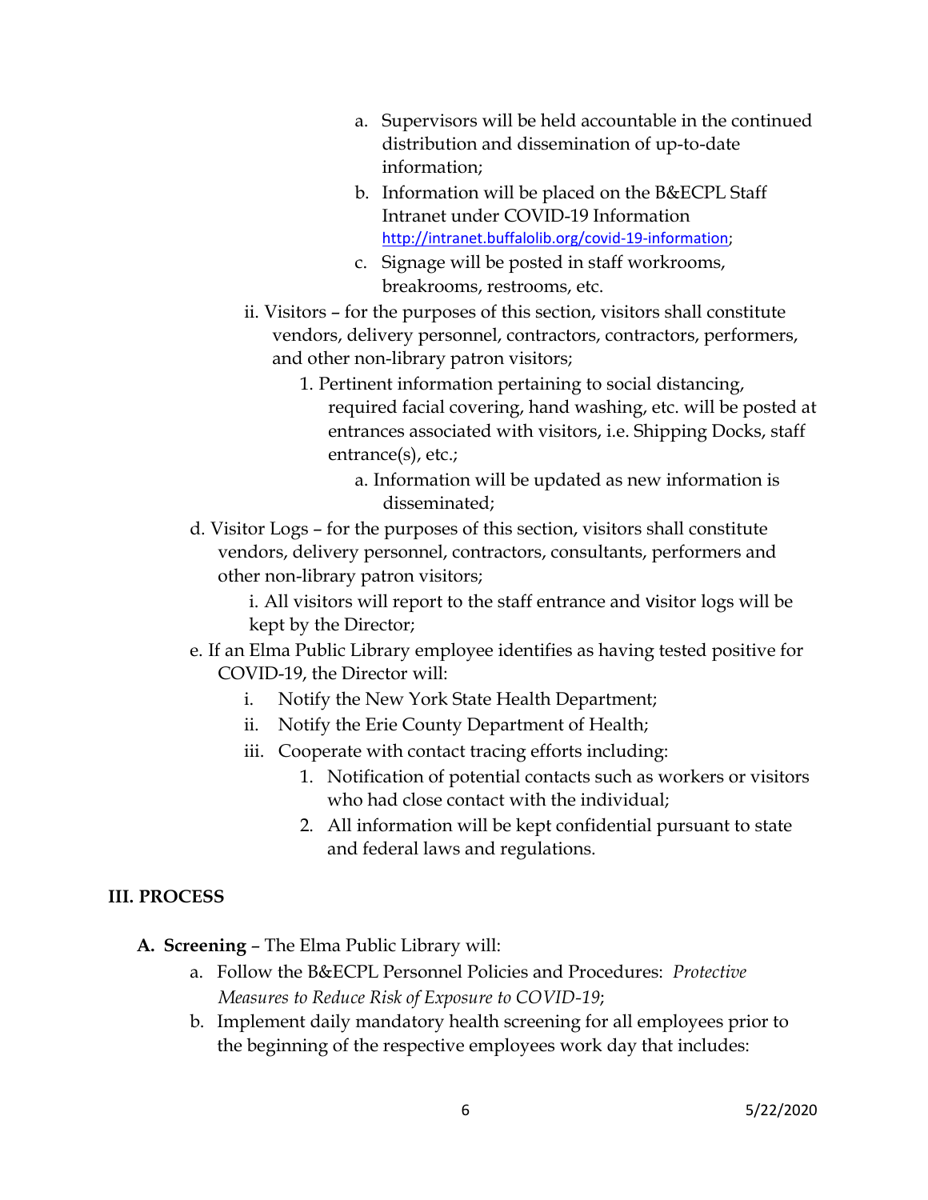a. Supervisors will be held accountable in the continued distribution and dissemination of up-to-date information;

b. Information will be placed on the B&ECPL Staff Intranet under COVID-19 Information http://intranet.buffalolib.org/covid-19-information;

c. Signage will be posted in staff workrooms, breakrooms, restrooms, etc.

ii. Visitors – for the purposes of this section, visitors shall constitute vendors, delivery personnel, contractors, contractors, performers, and other non-library patron visitors;

1. Pertinent information pertaining to social distancing, required facial covering, hand washing, etc. will be posted at entrances associated with visitors, i.e. Shipping Docks, staff entrance(s), etc.;

   a. Information will be updated as new information is disseminated;

d. Visitor Logs – for the purposes of this section, visitors shall constitute vendors, delivery personnel, contractors, consultants, performers and other non-library patron visitors;

   i. All visitors will report to the staff entrance and visitor logs will be kept by the Director;

e. If an Elma Public Library employee identifies as having tested positive for COVID-19, the Director will:

   i. Notify the New York State Health Department;

   ii. Notify the Erie County Department of Health;

   iii. Cooperate with contact tracing efforts including:

      1. Notification of potential contacts such as workers or visitors who had close contact with the individual;

      2. All information will be kept confidential pursuant to state and federal laws and regulations.

## III. PROCESS

**A. Screening** – The Elma Public Library will:

a. Follow the B&ECPL Personnel Policies and Procedures: *Protective Measures to Reduce Risk of Exposure to COVID-19*;

b. Implement daily mandatory health screening for all employees prior to the beginning of the respective employees work day that includes: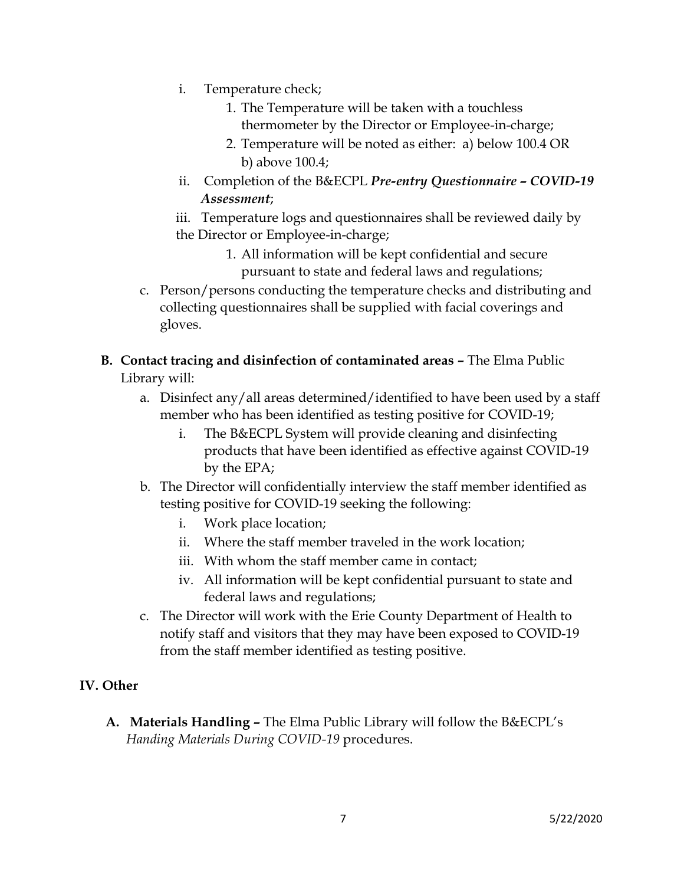i. Temperature check;
   1. The Temperature will be taken with a touchless thermometer by the Director or Employee-in-charge;
   2. Temperature will be noted as either: a) below 100.4 OR b) above 100.4;

ii. Completion of the B&ECPL ***Pre-entry Questionnaire – COVID-19 Assessment***;

iii. Temperature logs and questionnaires shall be reviewed daily by the Director or Employee-in-charge;
   1. All information will be kept confidential and secure pursuant to state and federal laws and regulations;

c. Person/persons conducting the temperature checks and distributing and collecting questionnaires shall be supplied with facial coverings and gloves.

**B. Contact tracing and disinfection of contaminated areas –** The Elma Public Library will:

a. Disinfect any/all areas determined/identified to have been used by a staff member who has been identified as testing positive for COVID-19;
   i. The B&ECPL System will provide cleaning and disinfecting products that have been identified as effective against COVID-19 by the EPA;

b. The Director will confidentially interview the staff member identified as testing positive for COVID-19 seeking the following:
   i. Work place location;
   ii. Where the staff member traveled in the work location;
   iii. With whom the staff member came in contact;
   iv. All information will be kept confidential pursuant to state and federal laws and regulations;

c. The Director will work with the Erie County Department of Health to notify staff and visitors that they may have been exposed to COVID-19 from the staff member identified as testing positive.

## IV. Other

**A. Materials Handling –** The Elma Public Library will follow the B&ECPL's *Handing Materials During COVID-19* procedures.